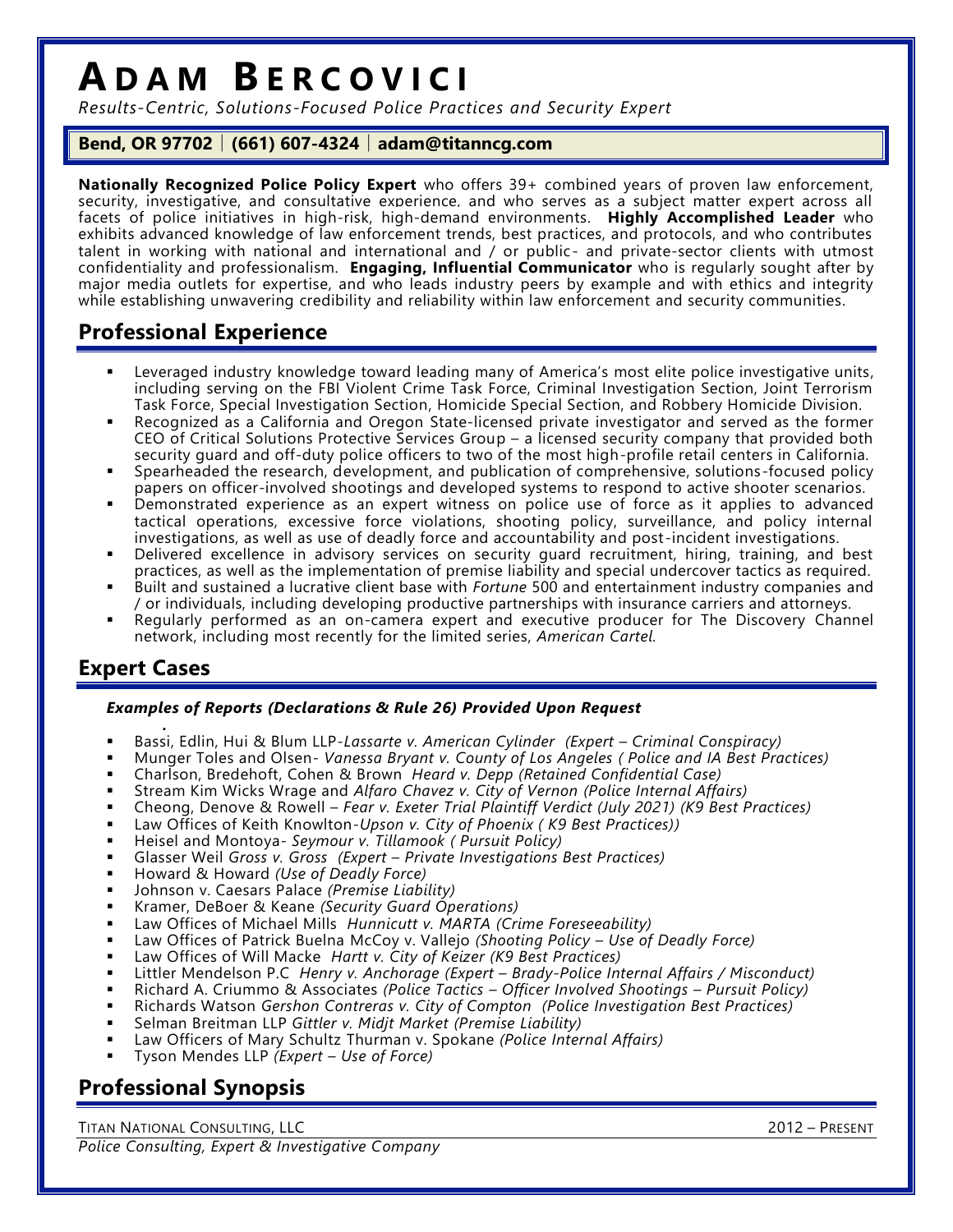# ADAM BERCOVICI

*Results-Centric, Solutions-Focused Police Practices and Security Expert*

**Bend, OR 97702 | (661) 607-4324 | adam@titanncg.com**

**Nationally Recognized Police Policy Expert** who offers 39+ combined years of proven law enforcement, security, investigative, and consultative experience, and who serves as a subject matter expert across all facets of police initiatives in high-risk, high-demand environments. **Highly Accomplished Leader** who exhibits advanced knowledge of law enforcement trends, best practices, and protocols, and who contributes talent in working with national and international and / or public- and private-sector clients with utmost confidentiality and professionalism. **Engaging, Influential Communicator** who is regularly sought after by major media outlets for expertise, and who leads industry peers by example and with ethics and integrity while establishing unwavering credibility and reliability within law enforcement and security communities.

## Professional Experience

- Leveraged industry knowledge toward leading many of America's most elite police investigative units, including serving on the FBI Violent Crime Task Force, Criminal Investigation Section, Joint Terrorism Task Force, Special Investigation Section, Homicide Special Section, and Robbery Homicide Division.
- Recognized as a California and Oregon State-licensed private investigator and served as the former CEO of Critical Solutions Protective Services Group – a licensed security company that provided both security guard and off-duty police officers to two of the most high-profile retail centers in California.
- Spearheaded the research, development, and publication of comprehensive, solutions-focused policy papers on officer-involved shootings and developed systems to respond to active shooter scenarios.
- Demonstrated experience as an expert witness on police use of force as it applies to advanced tactical operations, excessive force violations, shooting policy, surveillance, and policy internal investigations, as well as use of deadly force and accountability and post-incident investigations.
- Delivered excellence in advisory services on security guard recruitment, hiring, training, and best practices, as well as the implementation of premise liability and special undercover tactics as required.
- Built and sustained a lucrative client base with *Fortune* 500 and entertainment industry companies and / or individuals, including developing productive partnerships with insurance carriers and attorneys.
- Regularly performed as an on-camera expert and executive producer for The Discovery Channel network, including most recently for the limited series, *American Cartel.*

## Expert Cases

***Examples of Reports (Declarations & Rule 26) Provided Upon Request***

- Bassi, Edlin, Hui & Blum LLP-*Lassarte v. American Cylinder (Expert – Criminal Conspiracy)*
- Munger Toles and Olsen- *Vanessa Bryant v. County of Los Angeles ( Police and IA Best Practices)*
- Charlson, Bredehoft, Cohen & Brown *Heard v. Depp (Retained Confidential Case)*
- Stream Kim Wicks Wrage and *Alfaro Chavez v. City of Vernon (Police Internal Affairs)*
- Cheong, Denove & Rowell – *Fear v. Exeter Trial Plaintiff Verdict (July 2021) (K9 Best Practices)*
- Law Offices of Keith Knowlton-*Upson v. City of Phoenix ( K9 Best Practices))*
- Heisel and Montoya- *Seymour v. Tillamook ( Pursuit Policy)*
- Glasser Weil *Gross v. Gross (Expert – Private Investigations Best Practices)*
- Howard & Howard *(Use of Deadly Force)*
- Johnson v. Caesars Palace *(Premise Liability)*
- Kramer, DeBoer & Keane *(Security Guard Operations)*
- Law Offices of Michael Mills *Hunnicutt v. MARTA (Crime Foreseeability)*
- Law Offices of Patrick Buelna McCoy v. Vallejo *(Shooting Policy – Use of Deadly Force)*
- Law Offices of Will Macke *Hartt v. City of Keizer (K9 Best Practices)*
- Littler Mendelson P.C *Henry v. Anchorage (Expert – Brady-Police Internal Affairs / Misconduct)*
- Richard A. Criummo & Associates *(Police Tactics – Officer Involved Shootings – Pursuit Policy)*
- Richards Watson *Gershon Contreras v. City of Compton (Police Investigation Best Practices)*
- Selman Breitman LLP *Gittler v. Midjt Market (Premise Liability)*
- Law Officers of Mary Schultz Thurman v. Spokane *(Police Internal Affairs)*
- Tyson Mendes LLP *(Expert – Use of Force)*

## Professional Synopsis

TITAN NATIONAL CONSULTING, LLC — 2012 – PRESENT

*Police Consulting, Expert & Investigative Company*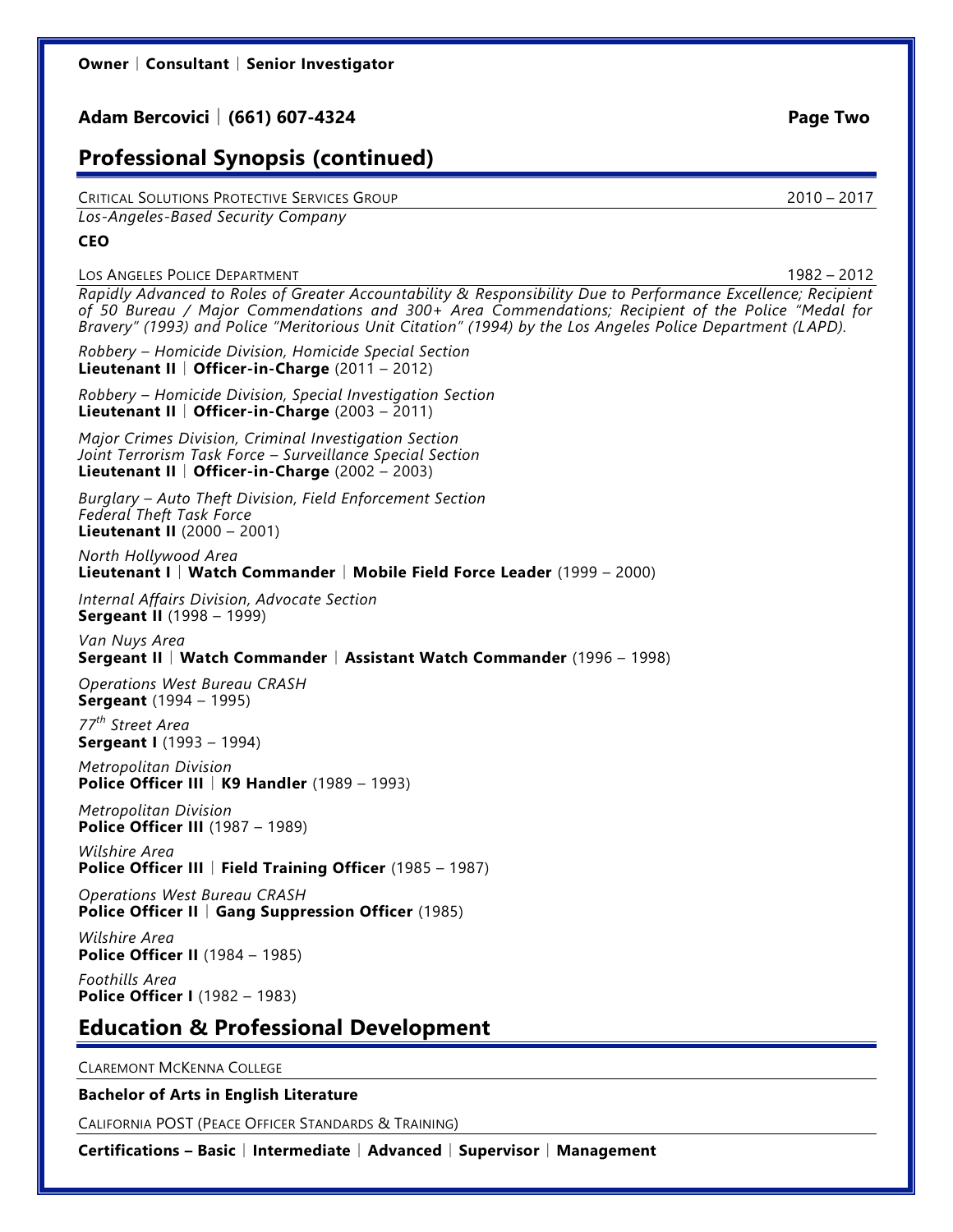## Professional Synopsis (continued)

CRITICAL SOLUTIONS PROTECTIVE SERVICES GROUP 2010 – 2017

*Los-Angeles-Based Security Company*

**CEO**

LOS ANGELES POLICE DEPARTMENT 1982 – 2012

*Rapidly Advanced to Roles of Greater Accountability & Responsibility Due to Performance Excellence; Recipient of 50 Bureau / Major Commendations and 300+ Area Commendations; Recipient of the Police "Medal for Bravery" (1993) and Police "Meritorious Unit Citation" (1994) by the Los Angeles Police Department (LAPD).*

*Robbery – Homicide Division, Homicide Special Section*
**Lieutenant II** | **Officer-in-Charge** (2011 – 2012)

*Robbery – Homicide Division, Special Investigation Section*
**Lieutenant II** | **Officer-in-Charge** (2003 – 2011)

*Major Crimes Division, Criminal Investigation Section*
*Joint Terrorism Task Force – Surveillance Special Section*
**Lieutenant II** | **Officer-in-Charge** (2002 – 2003)

*Burglary – Auto Theft Division, Field Enforcement Section*
*Federal Theft Task Force*
**Lieutenant II** (2000 – 2001)

*North Hollywood Area*
**Lieutenant I** | **Watch Commander** | **Mobile Field Force Leader** (1999 – 2000)

*Internal Affairs Division, Advocate Section*
**Sergeant II** (1998 – 1999)

*Van Nuys Area*
**Sergeant II** | **Watch Commander** | **Assistant Watch Commander** (1996 – 1998)

*Operations West Bureau CRASH*
**Sergeant** (1994 – 1995)

*77th Street Area*
**Sergeant I** (1993 – 1994)

*Metropolitan Division*
**Police Officer III** | **K9 Handler** (1989 – 1993)

*Metropolitan Division*
**Police Officer III** (1987 – 1989)

*Wilshire Area*
**Police Officer III** | **Field Training Officer** (1985 – 1987)

*Operations West Bureau CRASH*
**Police Officer II** | **Gang Suppression Officer** (1985)

*Wilshire Area*
**Police Officer II** (1984 – 1985)

*Foothills Area*
**Police Officer I** (1982 – 1983)

## Education & Professional Development

CLAREMONT MCKENNA COLLEGE

**Bachelor of Arts in English Literature**

CALIFORNIA POST (PEACE OFFICER STANDARDS & TRAINING)

**Certifications – Basic** | **Intermediate** | **Advanced** | **Supervisor** | **Management**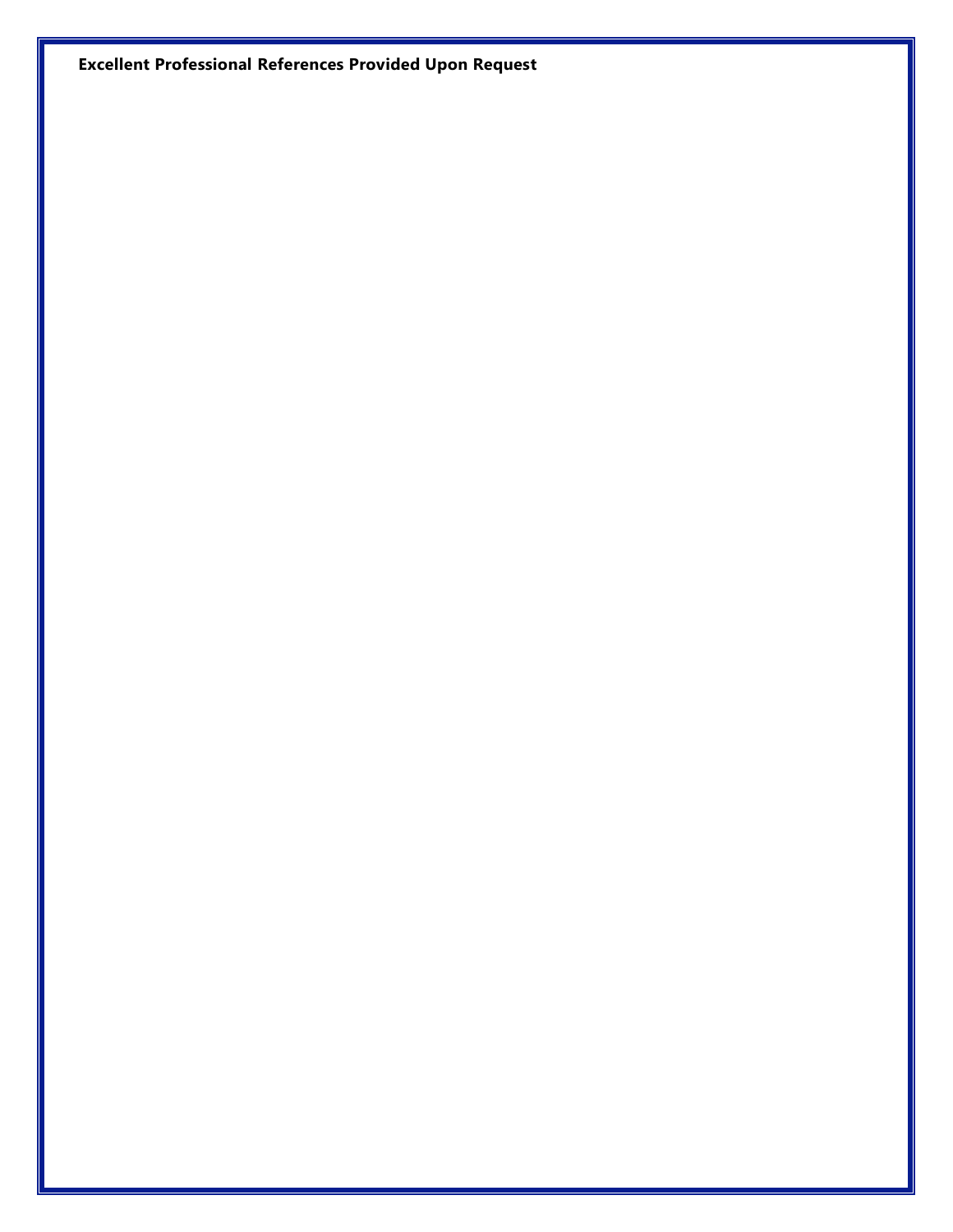**Excellent Professional References Provided Upon Request**